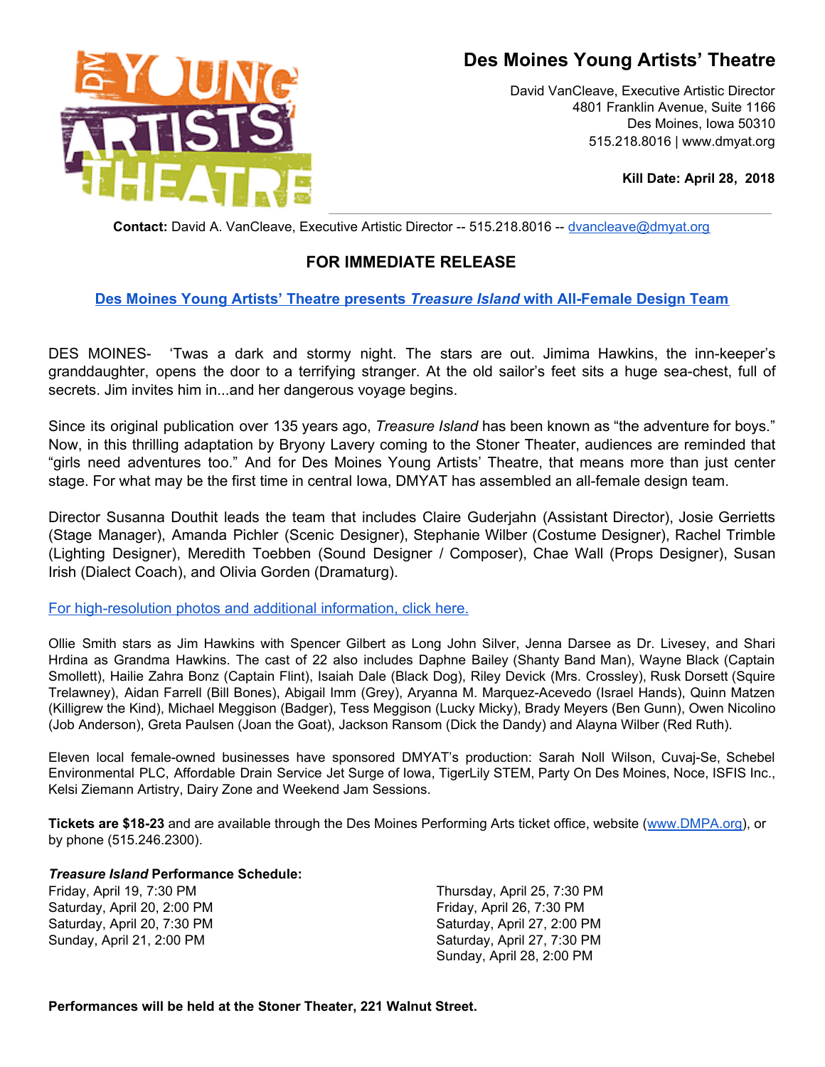# Des Moines Young Artists' Theatre

David VanCleave, Executive Artistic Director
4801 Franklin Avenue, Suite 1166
Des Moines, Iowa 50310
515.218.8016 | www.dmyat.org

**Kill Date: April 28, 2018**

**Contact:** David A. VanCleave, Executive Artistic Director -- 515.218.8016 -- dvancleave@dmyat.org

## FOR IMMEDIATE RELEASE

### Des Moines Young Artists' Theatre presents *Treasure Island* with All-Female Design Team

DES MOINES- 'Twas a dark and stormy night. The stars are out. Jimima Hawkins, the inn-keeper's granddaughter, opens the door to a terrifying stranger. At the old sailor's feet sits a huge sea-chest, full of secrets. Jim invites him in...and her dangerous voyage begins.

Since its original publication over 135 years ago, *Treasure Island* has been known as "the adventure for boys." Now, in this thrilling adaptation by Bryony Lavery coming to the Stoner Theater, audiences are reminded that "girls need adventures too." And for Des Moines Young Artists' Theatre, that means more than just center stage. For what may be the first time in central Iowa, DMYAT has assembled an all-female design team.

Director Susanna Douthit leads the team that includes Claire Guderjahn (Assistant Director), Josie Gerrietts (Stage Manager), Amanda Pichler (Scenic Designer), Stephanie Wilber (Costume Designer), Rachel Trimble (Lighting Designer), Meredith Toebben (Sound Designer / Composer), Chae Wall (Props Designer), Susan Irish (Dialect Coach), and Olivia Gorden (Dramaturg).

For high-resolution photos and additional information, click here.

Ollie Smith stars as Jim Hawkins with Spencer Gilbert as Long John Silver, Jenna Darsee as Dr. Livesey, and Shari Hrdina as Grandma Hawkins. The cast of 22 also includes Daphne Bailey (Shanty Band Man), Wayne Black (Captain Smollett), Hailie Zahra Bonz (Captain Flint), Isaiah Dale (Black Dog), Riley Devick (Mrs. Crossley), Rusk Dorsett (Squire Trelawney), Aidan Farrell (Bill Bones), Abigail Imm (Grey), Aryanna M. Marquez-Acevedo (Israel Hands), Quinn Matzen (Killigrew the Kind), Michael Meggison (Badger), Tess Meggison (Lucky Micky), Brady Meyers (Ben Gunn), Owen Nicolino (Job Anderson), Greta Paulsen (Joan the Goat), Jackson Ransom (Dick the Dandy) and Alayna Wilber (Red Ruth).

Eleven local female-owned businesses have sponsored DMYAT's production: Sarah Noll Wilson, Cuvaj-Se, Schebel Environmental PLC, Affordable Drain Service Jet Surge of Iowa, TigerLily STEM, Party On Des Moines, Noce, ISFIS Inc., Kelsi Ziemann Artistry, Dairy Zone and Weekend Jam Sessions.

**Tickets are $18-23** and are available through the Des Moines Performing Arts ticket office, website (www.DMPA.org), or by phone (515.246.2300).

***Treasure Island* Performance Schedule:**

Friday, April 19, 7:30 PM
Saturday, April 20, 2:00 PM
Saturday, April 20, 7:30 PM
Sunday, April 21, 2:00 PM

Thursday, April 25, 7:30 PM
Friday, April 26, 7:30 PM
Saturday, April 27, 2:00 PM
Saturday, April 27, 7:30 PM
Sunday, April 28, 2:00 PM

**Performances will be held at the Stoner Theater, 221 Walnut Street.**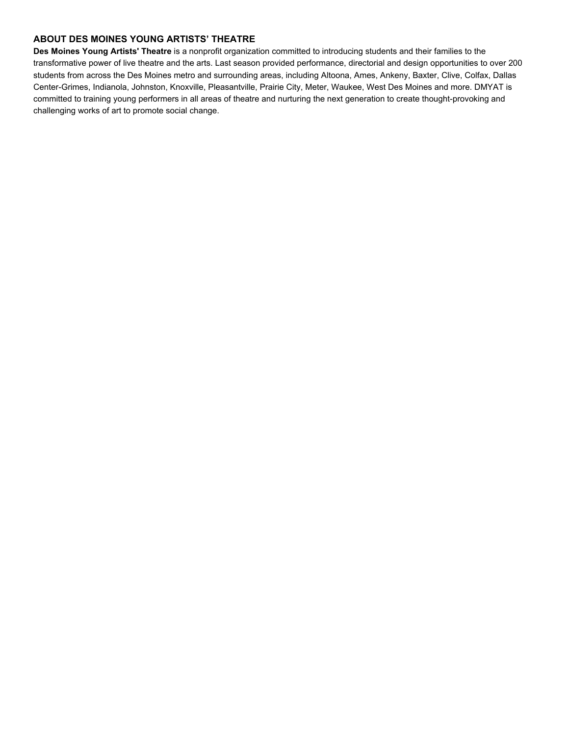## ABOUT DES MOINES YOUNG ARTISTS' THEATRE

**Des Moines Young Artists' Theatre** is a nonprofit organization committed to introducing students and their families to the transformative power of live theatre and the arts. Last season provided performance, directorial and design opportunities to over 200 students from across the Des Moines metro and surrounding areas, including Altoona, Ames, Ankeny, Baxter, Clive, Colfax, Dallas Center-Grimes, Indianola, Johnston, Knoxville, Pleasantville, Prairie City, Meter, Waukee, West Des Moines and more. DMYAT is committed to training young performers in all areas of theatre and nurturing the next generation to create thought-provoking and challenging works of art to promote social change.